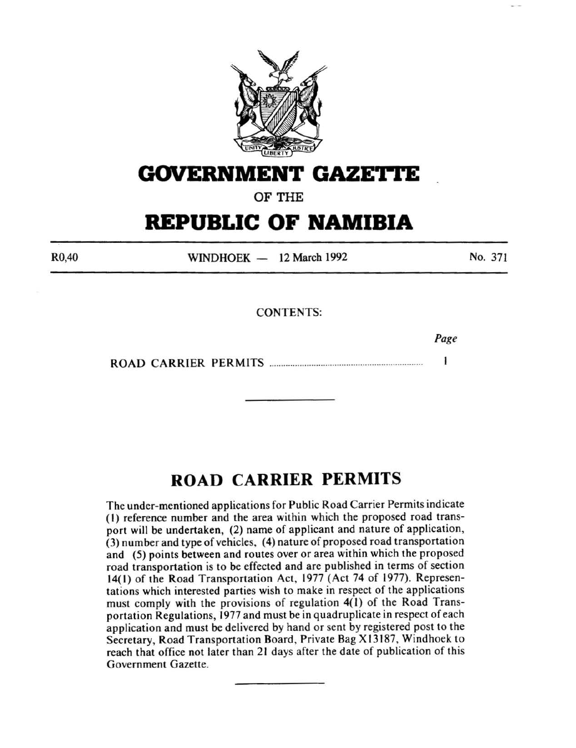# GOVERNMENT GAZETTE

OF THE

# REPUBLIC OF NAMIBIA

| R0,40 | WINDHOEK — 12 March 1992 | No. 371 |
|---|---|---|

CONTENTS:

| | Page |
|---|---|
| ROAD CARRIER PERMITS | 1 |

---

## ROAD CARRIER PERMITS

The under-mentioned applications for Public Road Carrier Permits indicate (1) reference number and the area within which the proposed road transport will be undertaken, (2) name of applicant and nature of application, (3) number and type of vehicles, (4) nature of proposed road transportation and (5) points between and routes over or area within which the proposed road transportation is to be effected and are published in terms of section 14(1) of the Road Transportation Act, 1977 (Act 74 of 1977). Representations which interested parties wish to make in respect of the applications must comply with the provisions of regulation 4(1) of the Road Transportation Regulations, 1977 and must be in quadruplicate in respect of each application and must be delivered by hand or sent by registered post to the Secretary, Road Transportation Board, Private Bag X13187, Windhoek to reach that office not later than 21 days after the date of publication of this Government Gazette.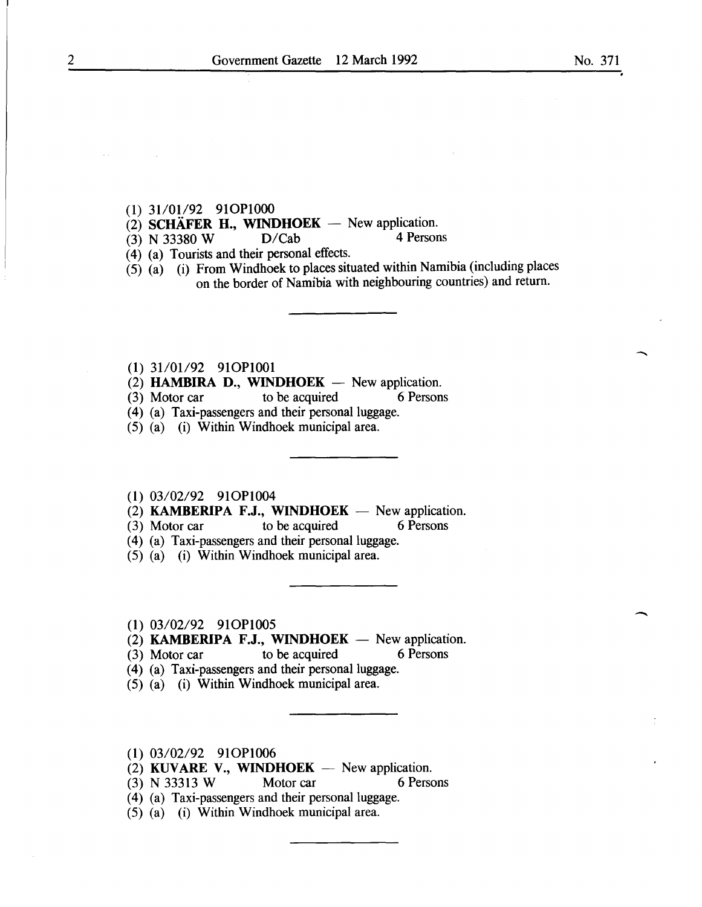(1) 31/01/92 91OP1000
(2) **SCHÄFER H., WINDHOEK** — New application.
(3) N 33380 W D/Cab 4 Persons
(4) (a) Tourists and their personal effects.
(5) (a) (i) From Windhoek to places situated within Namibia (including places on the border of Namibia with neighbouring countries) and return.

---

(1) 31/01/92 91OP1001
(2) **HAMBIRA D., WINDHOEK** — New application.
(3) Motor car to be acquired 6 Persons
(4) (a) Taxi-passengers and their personal luggage.
(5) (a) (i) Within Windhoek municipal area.

---

(1) 03/02/92 91OP1004
(2) **KAMBERIPA F.J., WINDHOEK** — New application.
(3) Motor car to be acquired 6 Persons
(4) (a) Taxi-passengers and their personal luggage.
(5) (a) (i) Within Windhoek municipal area.

---

(1) 03/02/92 91OP1005
(2) **KAMBERIPA F.J., WINDHOEK** — New application.
(3) Motor car to be acquired 6 Persons
(4) (a) Taxi-passengers and their personal luggage.
(5) (a) (i) Within Windhoek municipal area.

---

(1) 03/02/92 91OP1006
(2) **KUVARE V., WINDHOEK** — New application.
(3) N 33313 W Motor car 6 Persons
(4) (a) Taxi-passengers and their personal luggage.
(5) (a) (i) Within Windhoek municipal area.

---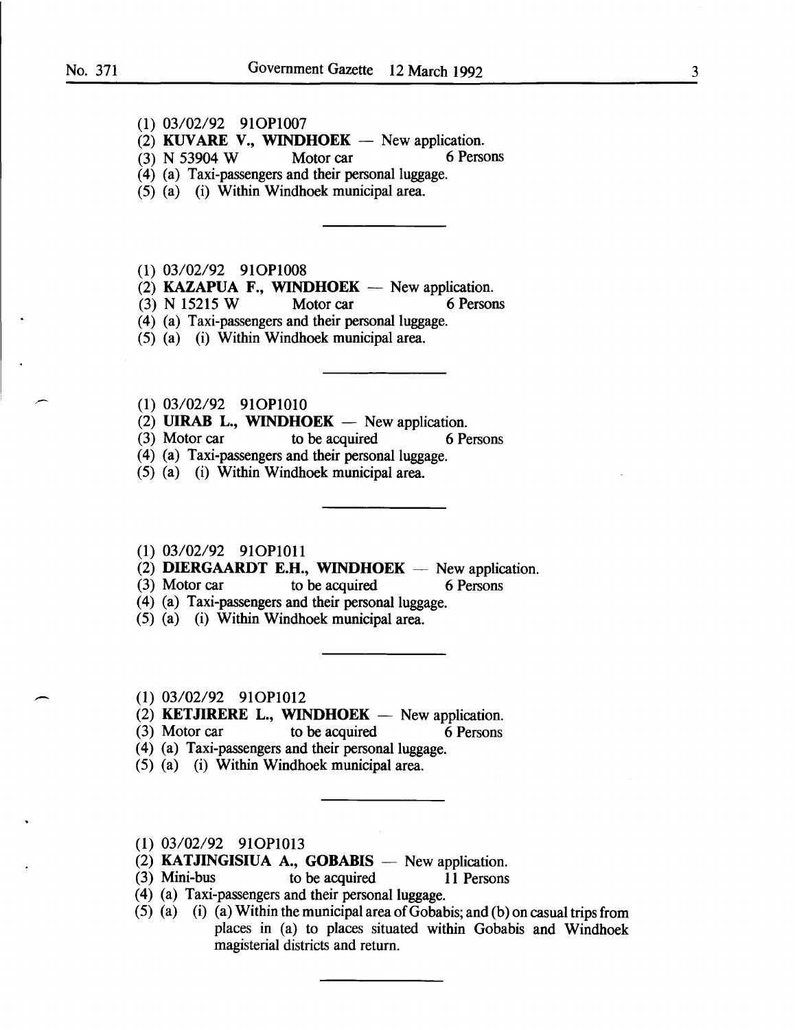(1) 03/02/92 91OP1007
(2) **KUVARE V., WINDHOEK** — New application.
(3) N 53904 W  Motor car  6 Persons
(4) (a) Taxi-passengers and their personal luggage.
(5) (a) (i) Within Windhoek municipal area.

---

(1) 03/02/92 91OP1008
(2) **KAZAPUA F., WINDHOEK** — New application.
(3) N 15215 W  Motor car  6 Persons
(4) (a) Taxi-passengers and their personal luggage.
(5) (a) (i) Within Windhoek municipal area.

---

(1) 03/02/92 91OP1010
(2) **UIRAB L., WINDHOEK** — New application.
(3) Motor car  to be acquired  6 Persons
(4) (a) Taxi-passengers and their personal luggage.
(5) (a) (i) Within Windhoek municipal area.

---

(1) 03/02/92 91OP1011
(2) **DIERGAARDT E.H., WINDHOEK** — New application.
(3) Motor car  to be acquired  6 Persons
(4) (a) Taxi-passengers and their personal luggage.
(5) (a) (i) Within Windhoek municipal area.

---

(1) 03/02/92 91OP1012
(2) **KETJIRERE L., WINDHOEK** — New application.
(3) Motor car  to be acquired  6 Persons
(4) (a) Taxi-passengers and their personal luggage.
(5) (a) (i) Within Windhoek municipal area.

---

(1) 03/02/92 91OP1013
(2) **KATJINGISIUA A., GOBABIS** — New application.
(3) Mini-bus  to be acquired  11 Persons
(4) (a) Taxi-passengers and their personal luggage.
(5) (a) (i) (a) Within the municipal area of Gobabis; and (b) on casual trips from places in (a) to places situated within Gobabis and Windhoek magisterial districts and return.

---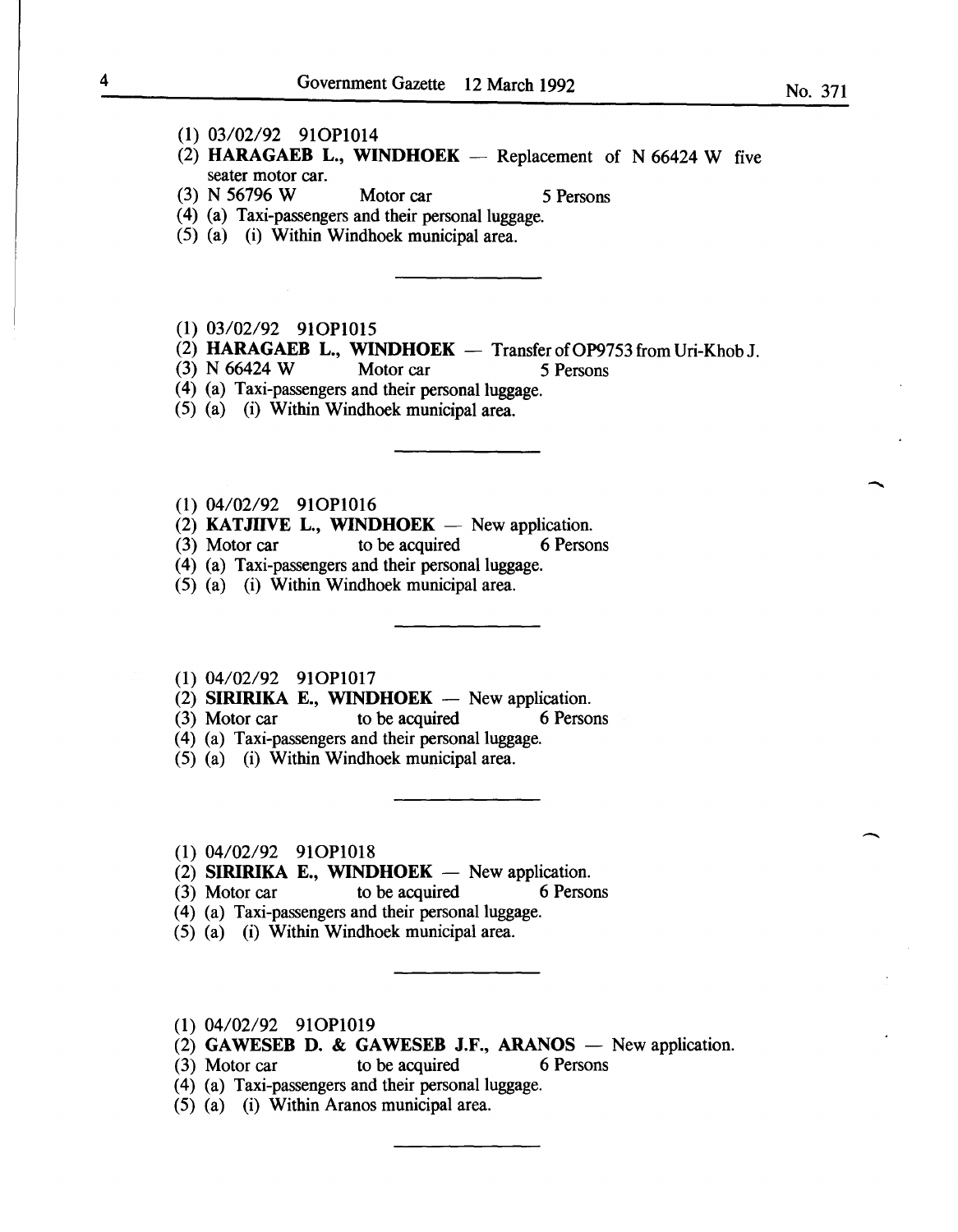(1) 03/02/92 91OP1014
(2) **HARAGAEB L., WINDHOEK** — Replacement of N 66424 W five seater motor car.
(3) N 56796 W Motor car 5 Persons
(4) (a) Taxi-passengers and their personal luggage.
(5) (a) (i) Within Windhoek municipal area.

---

(1) 03/02/92 91OP1015
(2) **HARAGAEB L., WINDHOEK** — Transfer of OP9753 from Uri-Khob J.
(3) N 66424 W Motor car 5 Persons
(4) (a) Taxi-passengers and their personal luggage.
(5) (a) (i) Within Windhoek municipal area.

---

(1) 04/02/92 91OP1016
(2) **KATJIIVE L., WINDHOEK** — New application.
(3) Motor car to be acquired 6 Persons
(4) (a) Taxi-passengers and their personal luggage.
(5) (a) (i) Within Windhoek municipal area.

---

(1) 04/02/92 91OP1017
(2) **SIRIRIKA E., WINDHOEK** — New application.
(3) Motor car to be acquired 6 Persons
(4) (a) Taxi-passengers and their personal luggage.
(5) (a) (i) Within Windhoek municipal area.

---

(1) 04/02/92 91OP1018
(2) **SIRIRIKA E., WINDHOEK** — New application.
(3) Motor car to be acquired 6 Persons
(4) (a) Taxi-passengers and their personal luggage.
(5) (a) (i) Within Windhoek municipal area.

---

(1) 04/02/92 91OP1019
(2) **GAWESEB D. & GAWESEB J.F., ARANOS** — New application.
(3) Motor car to be acquired 6 Persons
(4) (a) Taxi-passengers and their personal luggage.
(5) (a) (i) Within Aranos municipal area.

---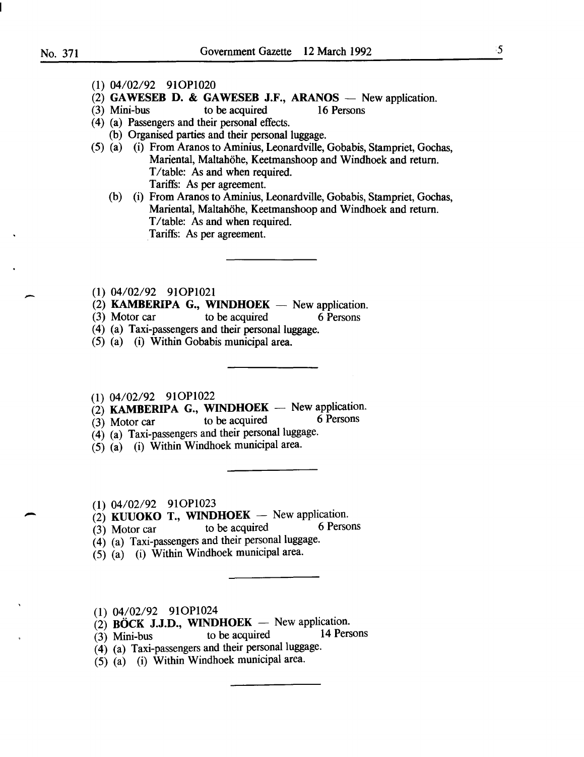(1) 04/02/92 91OP1020

(2) **GAWESEB D. & GAWESEB J.F., ARANOS** — New application.

(3) Mini-bus to be acquired 16 Persons

(4) (a) Passengers and their personal effects.

(b) Organised parties and their personal luggage.

(5) (a) (i) From Aranos to Aminius, Leonardville, Gobabis, Stampriet, Gochas, Mariental, Maltahöhe, Keetmanshoop and Windhoek and return.
T/table: As and when required.
Tariffs: As per agreement.

(b) (i) From Aranos to Aminius, Leonardville, Gobabis, Stampriet, Gochas, Mariental, Maltahöhe, Keetmanshoop and Windhoek and return.
T/table: As and when required.
Tariffs: As per agreement.

---

(1) 04/02/92 91OP1021

(2) **KAMBERIPA G., WINDHOEK** — New application.

(3) Motor car to be acquired 6 Persons

(4) (a) Taxi-passengers and their personal luggage.

(5) (a) (i) Within Gobabis municipal area.

---

(1) 04/02/92 91OP1022

(2) **KAMBERIPA G., WINDHOEK** — New application.

(3) Motor car to be acquired 6 Persons

(4) (a) Taxi-passengers and their personal luggage.

(5) (a) (i) Within Windhoek municipal area.

---

(1) 04/02/92 91OP1023

(2) **KUUOKO T., WINDHOEK** — New application.

(3) Motor car to be acquired 6 Persons

(4) (a) Taxi-passengers and their personal luggage.

(5) (a) (i) Within Windhoek municipal area.

---

(1) 04/02/92 91OP1024

(2) **BÖCK J.J.D., WINDHOEK** — New application.

(3) Mini-bus to be acquired 14 Persons

(4) (a) Taxi-passengers and their personal luggage.

(5) (a) (i) Within Windhoek municipal area.

---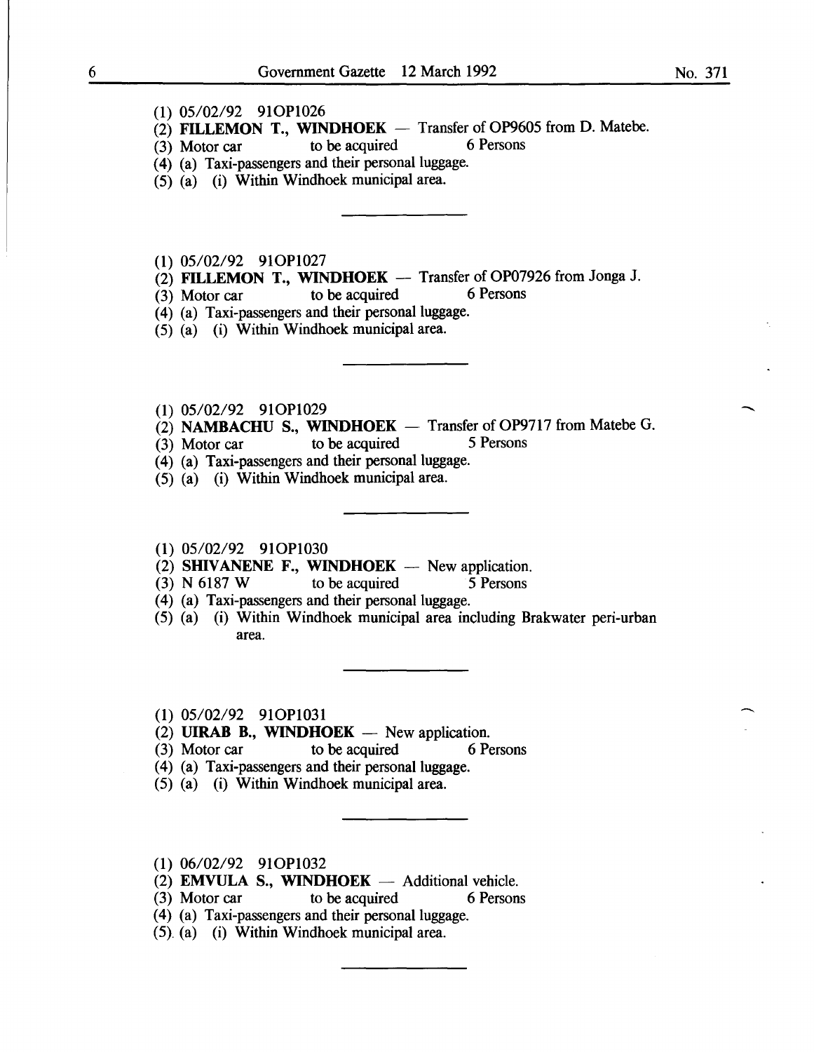(1) 05/02/92 91OP1026  
(2) **FILLEMON T., WINDHOEK** — Transfer of OP9605 from D. Matebe.  
(3) Motor car to be acquired 6 Persons  
(4) (a) Taxi-passengers and their personal luggage.  
(5) (a) (i) Within Windhoek municipal area.

---

(1) 05/02/92 91OP1027  
(2) **FILLEMON T., WINDHOEK** — Transfer of OP07926 from Jonga J.  
(3) Motor car to be acquired 6 Persons  
(4) (a) Taxi-passengers and their personal luggage.  
(5) (a) (i) Within Windhoek municipal area.

---

(1) 05/02/92 91OP1029  
(2) **NAMBACHU S., WINDHOEK** — Transfer of OP9717 from Matebe G.  
(3) Motor car to be acquired 5 Persons  
(4) (a) Taxi-passengers and their personal luggage.  
(5) (a) (i) Within Windhoek municipal area.

---

(1) 05/02/92 91OP1030  
(2) **SHIVANENE F., WINDHOEK** — New application.  
(3) N 6187 W to be acquired 5 Persons  
(4) (a) Taxi-passengers and their personal luggage.  
(5) (a) (i) Within Windhoek municipal area including Brakwater peri-urban area.

---

(1) 05/02/92 91OP1031  
(2) **UIRAB B., WINDHOEK** — New application.  
(3) Motor car to be acquired 6 Persons  
(4) (a) Taxi-passengers and their personal luggage.  
(5) (a) (i) Within Windhoek municipal area.

---

(1) 06/02/92 91OP1032  
(2) **EMVULA S., WINDHOEK** — Additional vehicle.  
(3) Motor car to be acquired 6 Persons  
(4) (a) Taxi-passengers and their personal luggage.  
(5) (a) (i) Within Windhoek municipal area.

---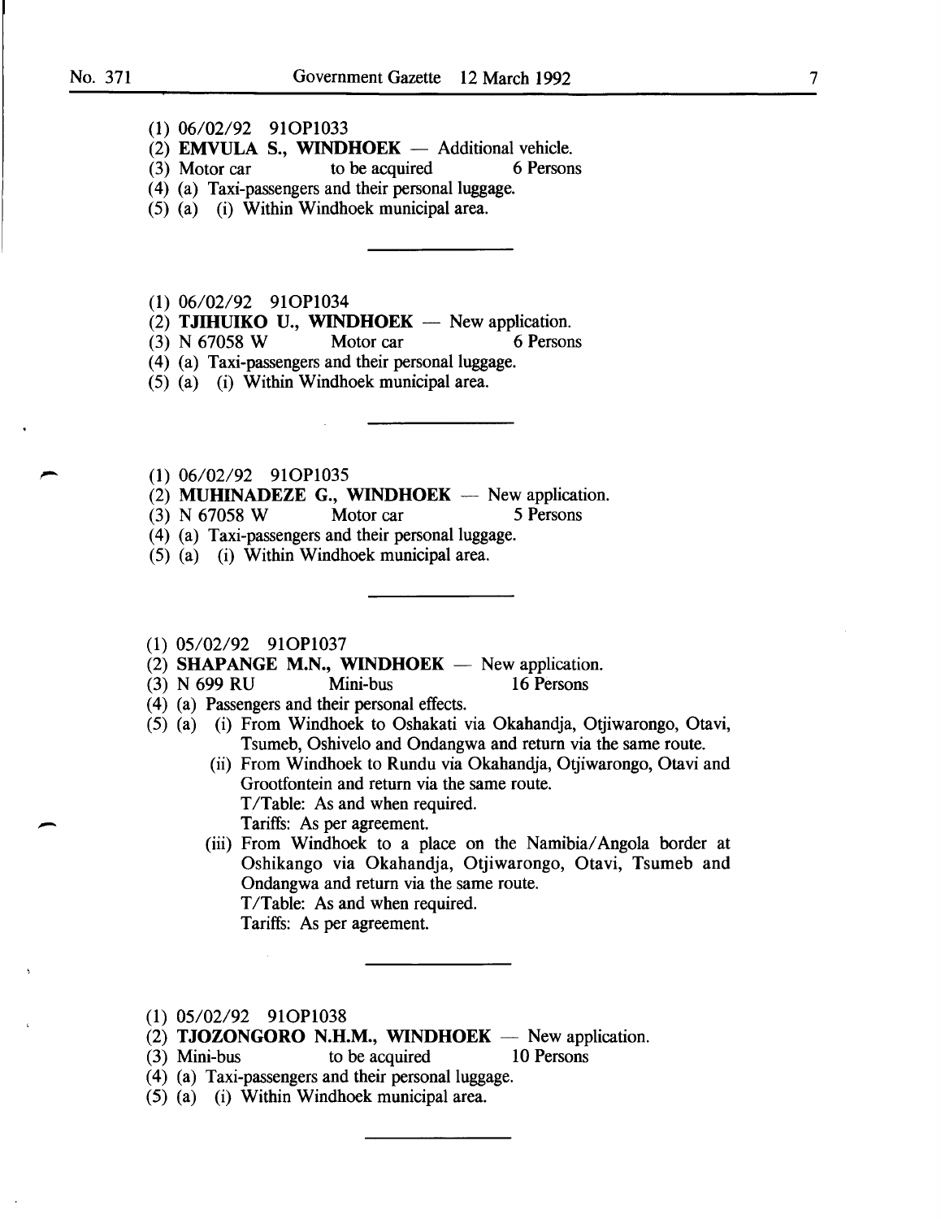(1) 06/02/92 91OP1033

(2) **EMVULA S., WINDHOEK** — Additional vehicle.

(3) Motor car to be acquired 6 Persons

(4) (a) Taxi-passengers and their personal luggage.

(5) (a) (i) Within Windhoek municipal area.

---

(1) 06/02/92 91OP1034

(2) **TJIHUIKO U., WINDHOEK** — New application.

(3) N 67058 W Motor car 6 Persons

(4) (a) Taxi-passengers and their personal luggage.

(5) (a) (i) Within Windhoek municipal area.

---

(1) 06/02/92 91OP1035

(2) **MUHINADEZE G., WINDHOEK** — New application.

(3) N 67058 W Motor car 5 Persons

(4) (a) Taxi-passengers and their personal luggage.

(5) (a) (i) Within Windhoek municipal area.

---

(1) 05/02/92 91OP1037

(2) **SHAPANGE M.N., WINDHOEK** — New application.

(3) N 699 RU Mini-bus 16 Persons

(4) (a) Passengers and their personal effects.

(5) (a) (i) From Windhoek to Oshakati via Okahandja, Otjiwarongo, Otavi, Tsumeb, Oshivelo and Ondangwa and return via the same route.

(ii) From Windhoek to Rundu via Okahandja, Otjiwarongo, Otavi and Grootfontein and return via the same route.
T/Table: As and when required.
Tariffs: As per agreement.

(iii) From Windhoek to a place on the Namibia/Angola border at Oshikango via Okahandja, Otjiwarongo, Otavi, Tsumeb and Ondangwa and return via the same route.
T/Table: As and when required.
Tariffs: As per agreement.

---

(1) 05/02/92 91OP1038

(2) **TJOZONGORO N.H.M., WINDHOEK** — New application.

(3) Mini-bus to be acquired 10 Persons

(4) (a) Taxi-passengers and their personal luggage.

(5) (a) (i) Within Windhoek municipal area.

---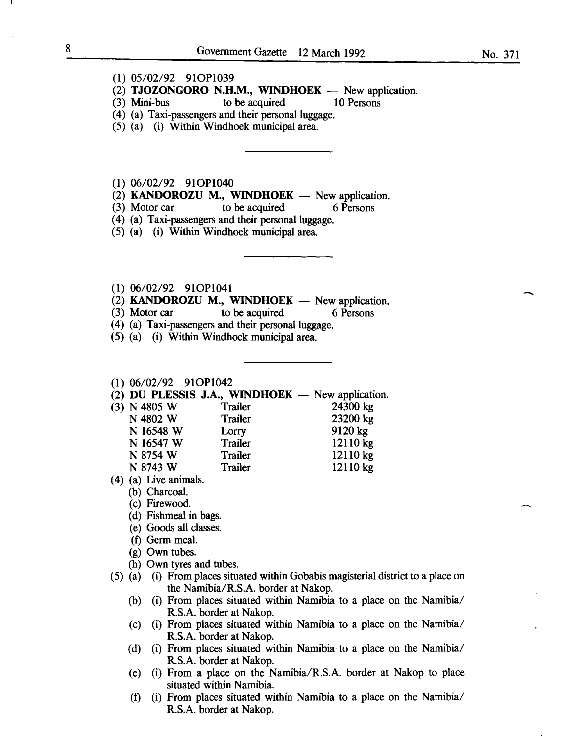(1) 05/02/92 91OP1039

(2) **TJOZONGORO N.H.M., WINDHOEK** — New application.

(3) Mini-bus to be acquired 10 Persons

(4) (a) Taxi-passengers and their personal luggage.

(5) (a) (i) Within Windhoek municipal area.

---

(1) 06/02/92 91OP1040

(2) **KANDOROZU M., WINDHOEK** — New application.

(3) Motor car to be acquired 6 Persons

(4) (a) Taxi-passengers and their personal luggage.

(5) (a) (i) Within Windhoek municipal area.

---

(1) 06/02/92 91OP1041

(2) **KANDOROZU M., WINDHOEK** — New application.

(3) Motor car to be acquired 6 Persons

(4) (a) Taxi-passengers and their personal luggage.

(5) (a) (i) Within Windhoek municipal area.

---

(1) 06/02/92 91OP1042

(2) **DU PLESSIS J.A., WINDHOEK** — New application.

(3)

| | | |
|---|---|---|
| N 4805 W | Trailer | 24300 kg |
| N 4802 W | Trailer | 23200 kg |
| N 16548 W | Lorry | 9120 kg |
| N 16547 W | Trailer | 12110 kg |
| N 8754 W | Trailer | 12110 kg |
| N 8743 W | Trailer | 12110 kg |

(4) (a) Live animals.
(b) Charcoal.
(c) Firewood.
(d) Fishmeal in bags.
(e) Goods all classes.
(f) Germ meal.
(g) Own tubes.
(h) Own tyres and tubes.

(5) (a) (i) From places situated within Gobabis magisterial district to a place on the Namibia/R.S.A. border at Nakop.
(b) (i) From places situated within Namibia to a place on the Namibia/R.S.A. border at Nakop.
(c) (i) From places situated within Namibia to a place on the Namibia/R.S.A. border at Nakop.
(d) (i) From places situated within Namibia to a place on the Namibia/R.S.A. border at Nakop.
(e) (i) From a place on the Namibia/R.S.A. border at Nakop to place situated within Namibia.
(f) (i) From places situated within Namibia to a place on the Namibia/R.S.A. border at Nakop.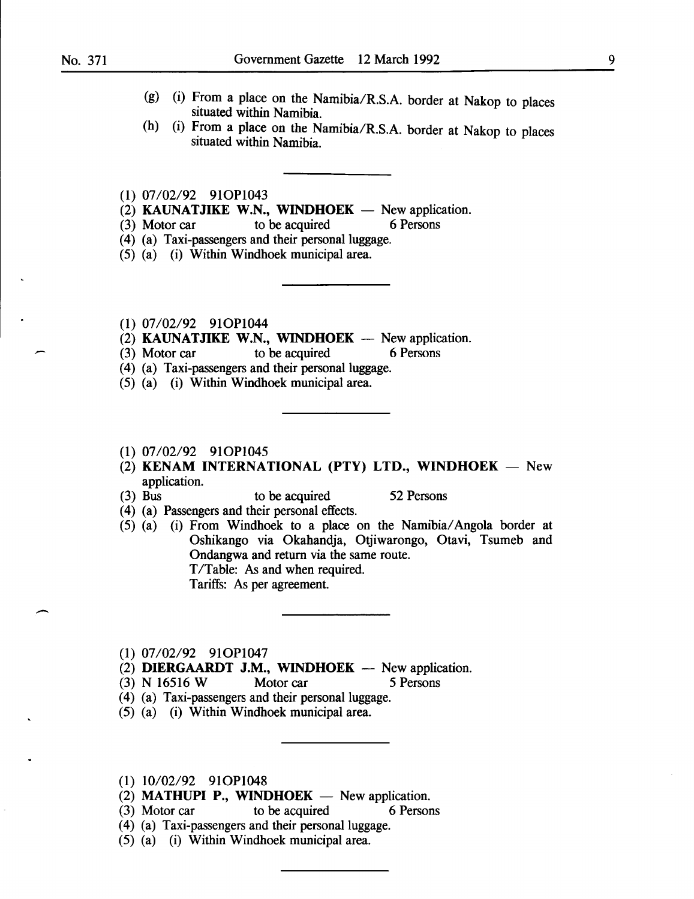(g) (i) From a place on the Namibia/R.S.A. border at Nakop to places situated within Namibia.

(h) (i) From a place on the Namibia/R.S.A. border at Nakop to places situated within Namibia.

---

(1) 07/02/92 91OP1043

(2) **KAUNATJIKE W.N., WINDHOEK** — New application.

(3) Motor car to be acquired 6 Persons

(4) (a) Taxi-passengers and their personal luggage.

(5) (a) (i) Within Windhoek municipal area.

---

(1) 07/02/92 91OP1044

(2) **KAUNATJIKE W.N., WINDHOEK** — New application.

(3) Motor car to be acquired 6 Persons

(4) (a) Taxi-passengers and their personal luggage.

(5) (a) (i) Within Windhoek municipal area.

---

(1) 07/02/92 91OP1045

(2) **KENAM INTERNATIONAL (PTY) LTD., WINDHOEK** — New application.

(3) Bus to be acquired 52 Persons

(4) (a) Passengers and their personal effects.

(5) (a) (i) From Windhoek to a place on the Namibia/Angola border at Oshikango via Okahandja, Otjiwarongo, Otavi, Tsumeb and Ondangwa and return via the same route.
T/Table: As and when required.
Tariffs: As per agreement.

---

(1) 07/02/92 91OP1047

(2) **DIERGAARDT J.M., WINDHOEK** — New application.

(3) N 16516 W Motor car 5 Persons

(4) (a) Taxi-passengers and their personal luggage.

(5) (a) (i) Within Windhoek municipal area.

---

(1) 10/02/92 91OP1048

(2) **MATHUPI P., WINDHOEK** — New application.

(3) Motor car to be acquired 6 Persons

(4) (a) Taxi-passengers and their personal luggage.

(5) (a) (i) Within Windhoek municipal area.

---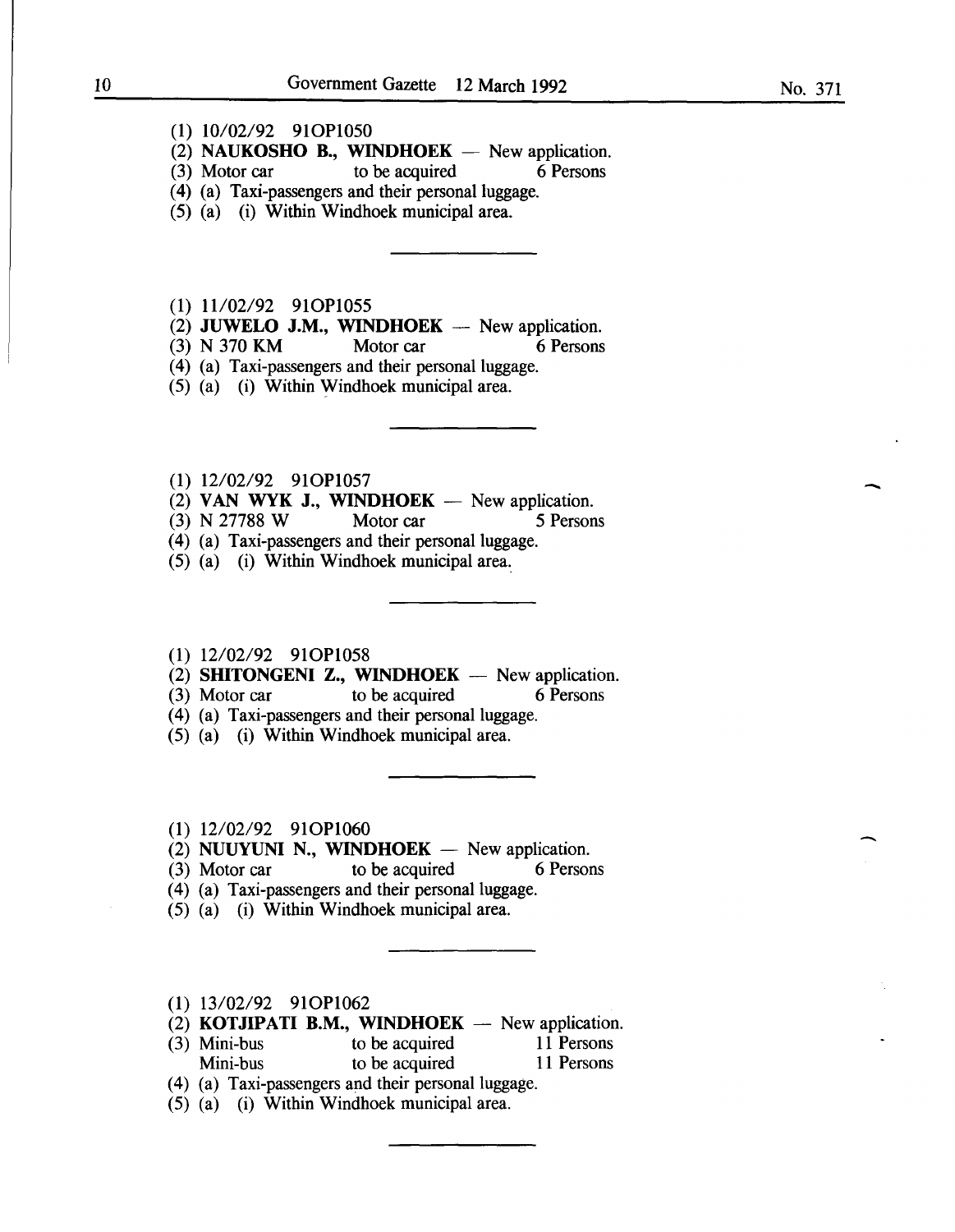(1) 10/02/92 91OP1050
(2) **NAUKOSHO B., WINDHOEK** — New application.
(3) Motor car to be acquired 6 Persons
(4) (a) Taxi-passengers and their personal luggage.
(5) (a) (i) Within Windhoek municipal area.

---

(1) 11/02/92 91OP1055
(2) **JUWELO J.M., WINDHOEK** — New application.
(3) N 370 KM Motor car 6 Persons
(4) (a) Taxi-passengers and their personal luggage.
(5) (a) (i) Within Windhoek municipal area.

---

(1) 12/02/92 91OP1057
(2) **VAN WYK J., WINDHOEK** — New application.
(3) N 27788 W Motor car 5 Persons
(4) (a) Taxi-passengers and their personal luggage.
(5) (a) (i) Within Windhoek municipal area.

---

(1) 12/02/92 91OP1058
(2) **SHITONGENI Z., WINDHOEK** — New application.
(3) Motor car to be acquired 6 Persons
(4) (a) Taxi-passengers and their personal luggage.
(5) (a) (i) Within Windhoek municipal area.

---

(1) 12/02/92 91OP1060
(2) **NUUYUNI N., WINDHOEK** — New application.
(3) Motor car to be acquired 6 Persons
(4) (a) Taxi-passengers and their personal luggage.
(5) (a) (i) Within Windhoek municipal area.

---

(1) 13/02/92 91OP1062
(2) **KOTJIPATI B.M., WINDHOEK** — New application.
(3) Mini-bus to be acquired 11 Persons
Mini-bus to be acquired 11 Persons
(4) (a) Taxi-passengers and their personal luggage.
(5) (a) (i) Within Windhoek municipal area.

---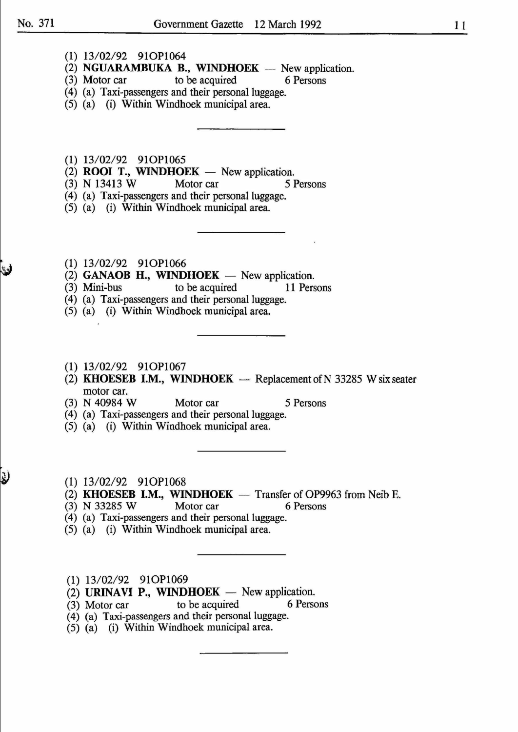(1) 13/02/92 91OP1064
(2) **NGUARAMBUKA B., WINDHOEK** — New application.
(3) Motor car to be acquired 6 Persons
(4) (a) Taxi-passengers and their personal luggage.
(5) (a) (i) Within Windhoek municipal area.

---

(1) 13/02/92 91OP1065
(2) **ROOI T., WINDHOEK** — New application.
(3) N 13413 W Motor car 5 Persons
(4) (a) Taxi-passengers and their personal luggage.
(5) (a) (i) Within Windhoek municipal area.

---

(1) 13/02/92 91OP1066
(2) **GANAOB H., WINDHOEK** — New application.
(3) Mini-bus to be acquired 11 Persons
(4) (a) Taxi-passengers and their personal luggage.
(5) (a) (i) Within Windhoek municipal area.

---

(1) 13/02/92 91OP1067
(2) **KHOESEB I.M., WINDHOEK** — Replacement of N 33285 W six seater motor car.
(3) N 40984 W Motor car 5 Persons
(4) (a) Taxi-passengers and their personal luggage.
(5) (a) (i) Within Windhoek municipal area.

---

(1) 13/02/92 91OP1068
(2) **KHOESEB I.M., WINDHOEK** — Transfer of OP9963 from Neib E.
(3) N 33285 W Motor car 6 Persons
(4) (a) Taxi-passengers and their personal luggage.
(5) (a) (i) Within Windhoek municipal area.

---

(1) 13/02/92 91OP1069
(2) **URINAVI P., WINDHOEK** — New application.
(3) Motor car to be acquired 6 Persons
(4) (a) Taxi-passengers and their personal luggage.
(5) (a) (i) Within Windhoek municipal area.

---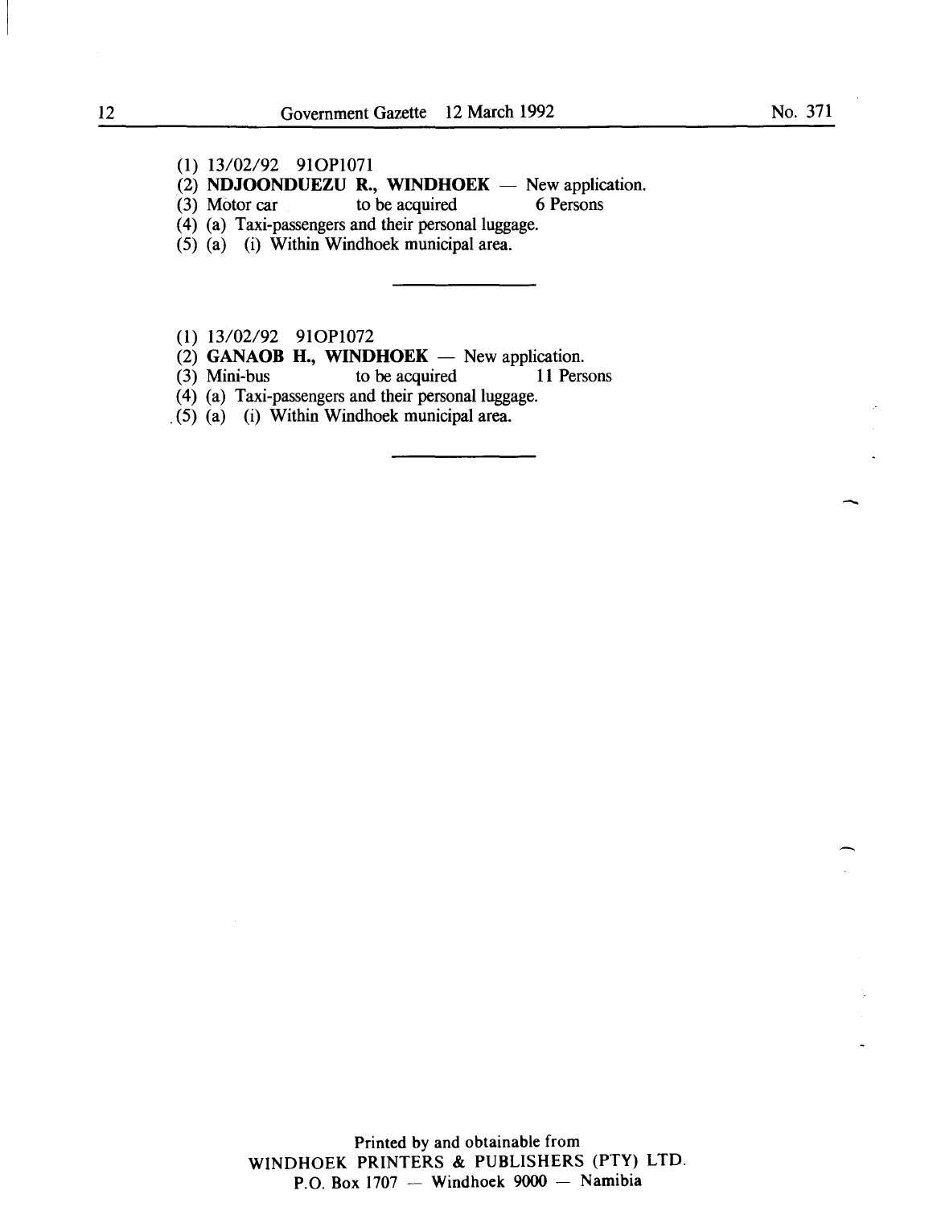(1) 13/02/92 91OP1071

(2) **NDJOONDUEZU R., WINDHOEK** — New application.

(3) Motor car to be acquired 6 Persons

(4) (a) Taxi-passengers and their personal luggage.

(5) (a) (i) Within Windhoek municipal area.

---

(1) 13/02/92 91OP1072

(2) **GANAOB H., WINDHOEK** — New application.

(3) Mini-bus to be acquired 11 Persons

(4) (a) Taxi-passengers and their personal luggage.

(5) (a) (i) Within Windhoek municipal area.

---

Printed by and obtainable from
WINDHOEK PRINTERS & PUBLISHERS (PTY) LTD.
P.O. Box 1707 — Windhoek 9000 — Namibia